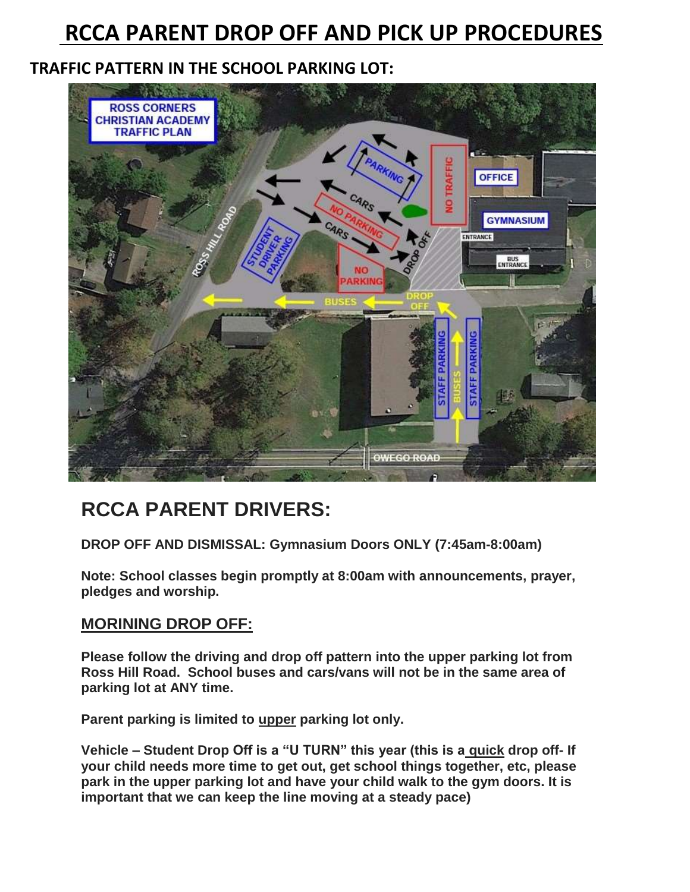# RCCA PARENT DROP OFF AND PICK UP PROCEDURES

## TRAFFIC PATTERN IN THE SCHOOL PARKING LOT:

## RCCA PARENT DRIVERS:

**DROP OFF AND DISMISSAL: Gymnasium Doors ONLY (7:45am-8:00am)**

**Note: School classes begin promptly at 8:00am with announcements, prayer, pledges and worship.**

### MORINING DROP OFF:

**Please follow the driving and drop off pattern into the upper parking lot from Ross Hill Road. School buses and cars/vans will not be in the same area of parking lot at ANY time.**

**Parent parking is limited to upper parking lot only.**

**Vehicle – Student Drop Off is a "U TURN" this year (this is a quick drop off- If your child needs more time to get out, get school things together, etc, please park in the upper parking lot and have your child walk to the gym doors. It is important that we can keep the line moving at a steady pace)**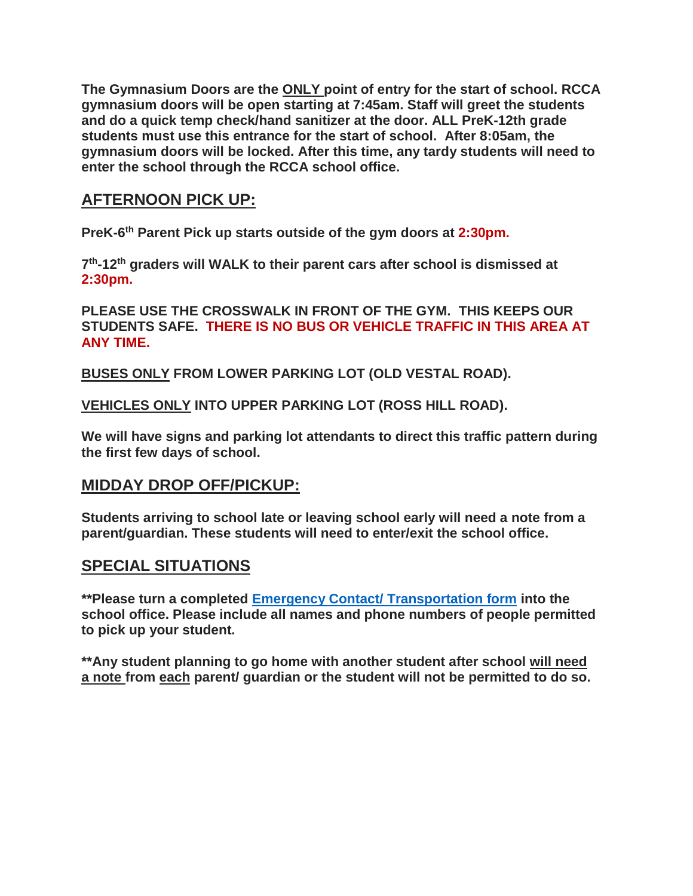**The Gymnasium Doors are the ONLY point of entry for the start of school. RCCA gymnasium doors will be open starting at 7:45am. Staff will greet the students and do a quick temp check/hand sanitizer at the door. ALL PreK-12th grade students must use this entrance for the start of school. After 8:05am, the gymnasium doors will be locked. After this time, any tardy students will need to enter the school through the RCCA school office.**

## AFTERNOON PICK UP:

**PreK-6th Parent Pick up starts outside of the gym doors at 2:30pm.**

**7th-12th graders will WALK to their parent cars after school is dismissed at 2:30pm.**

**PLEASE USE THE CROSSWALK IN FRONT OF THE GYM. THIS KEEPS OUR STUDENTS SAFE. THERE IS NO BUS OR VEHICLE TRAFFIC IN THIS AREA AT ANY TIME.**

**BUSES ONLY FROM LOWER PARKING LOT (OLD VESTAL ROAD).**

**VEHICLES ONLY INTO UPPER PARKING LOT (ROSS HILL ROAD).**

**We will have signs and parking lot attendants to direct this traffic pattern during the first few days of school.**

## MIDDAY DROP OFF/PICKUP:

**Students arriving to school late or leaving school early will need a note from a parent/guardian. These students will need to enter/exit the school office.**

## SPECIAL SITUATIONS

**\*\*Please turn a completed Emergency Contact/ Transportation form into the school office. Please include all names and phone numbers of people permitted to pick up your student.**

**\*\*Any student planning to go home with another student after school will need a note from each parent/ guardian or the student will not be permitted to do so.**